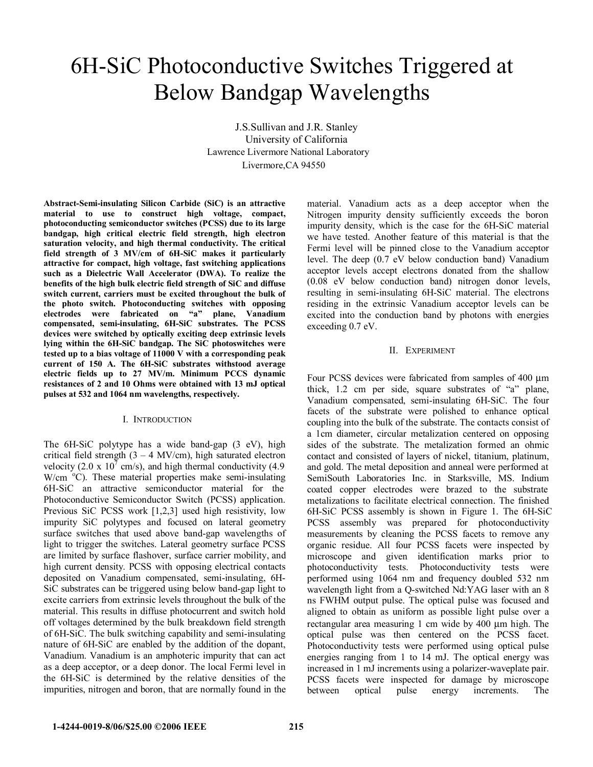# 6H-SiC Photoconductive Switches Triggered at Below Bandgap Wavelengths

J.S.Sullivan and J.R. Stanley
University of California
Lawrence Livermore National Laboratory
Livermore,CA 94550

**Abstract-Semi-insulating Silicon Carbide (SiC) is an attractive material to use to construct high voltage, compact, photoconducting semiconductor switches (PCSS) due to its large bandgap, high critical electric field strength, high electron saturation velocity, and high thermal conductivity. The critical field strength of 3 MV/cm of 6H-SiC makes it particularly attractive for compact, high voltage, fast switching applications such as a Dielectric Wall Accelerator (DWA). To realize the benefits of the high bulk electric field strength of SiC and diffuse switch current, carriers must be excited throughout the bulk of the photo switch. Photoconducting switches with opposing electrodes were fabricated on "a" plane, Vanadium compensated, semi-insulating, 6H-SiC substrates. The PCSS devices were switched by optically exciting deep extrinsic levels lying within the 6H-SiC bandgap. The SiC photoswitches were tested up to a bias voltage of 11000 V with a corresponding peak current of 150 A. The 6H-SiC substrates withstood average electric fields up to 27 MV/m. Minimum PCCS dynamic resistances of 2 and 10 Ohms were obtained with 13 mJ optical pulses at 532 and 1064 nm wavelengths, respectively.**

## I. Introduction

The 6H-SiC polytype has a wide band-gap (3 eV), high critical field strength (3 – 4 MV/cm), high saturated electron velocity ($2.0 \times 10^7$ cm/s), and high thermal conductivity (4.9 W/cm $^{o}$C). These material properties make semi-insulating 6H-SiC an attractive semiconductor material for the Photoconductive Semiconductor Switch (PCSS) application. Previous SiC PCSS work [1,2,3] used high resistivity, low impurity SiC polytypes and focused on lateral geometry surface switches that used above band-gap wavelengths of light to trigger the switches. Lateral geometry surface PCSS are limited by surface flashover, surface carrier mobility, and high current density. PCSS with opposing electrical contacts deposited on Vanadium compensated, semi-insulating, 6H-SiC substrates can be triggered using below band-gap light to excite carriers from extrinsic levels throughout the bulk of the material. This results in diffuse photocurrent and switch hold off voltages determined by the bulk breakdown field strength of 6H-SiC. The bulk switching capability and semi-insulating nature of 6H-SiC are enabled by the addition of the dopant, Vanadium. Vanadium is an amphoteric impurity that can act as a deep acceptor, or a deep donor. The local Fermi level in the 6H-SiC is determined by the relative densities of the impurities, nitrogen and boron, that are normally found in the material. Vanadium acts as a deep acceptor when the Nitrogen impurity density sufficiently exceeds the boron impurity density, which is the case for the 6H-SiC material we have tested. Another feature of this material is that the Fermi level will be pinned close to the Vanadium acceptor level. The deep (0.7 eV below conduction band) Vanadium acceptor levels accept electrons donated from the shallow (0.08 eV below conduction band) nitrogen donor levels, resulting in semi-insulating 6H-SiC material. The electrons residing in the extrinsic Vanadium acceptor levels can be excited into the conduction band by photons with energies exceeding 0.7 eV.

## II. Experiment

Four PCSS devices were fabricated from samples of 400 μm thick, 1.2 cm per side, square substrates of "a" plane, Vanadium compensated, semi-insulating 6H-SiC. The four facets of the substrate were polished to enhance optical coupling into the bulk of the substrate. The contacts consist of a 1cm diameter, circular metalization centered on opposing sides of the substrate. The metalization formed an ohmic contact and consisted of layers of nickel, titanium, platinum, and gold. The metal deposition and anneal were performed at SemiSouth Laboratories Inc. in Starksville, MS. Indium coated copper electrodes were brazed to the substrate metalizations to facilitate electrical connection. The finished 6H-SiC PCSS assembly is shown in Figure 1. The 6H-SiC PCSS assembly was prepared for photoconductivity measurements by cleaning the PCSS facets to remove any organic residue. All four PCSS facets were inspected by microscope and given identification marks prior to photoconductivity tests. Photoconductivity tests were performed using 1064 nm and frequency doubled 532 nm wavelength light from a Q-switched Nd:YAG laser with an 8 ns FWHM output pulse. The optical pulse was focused and aligned to obtain as uniform as possible light pulse over a rectangular area measuring 1 cm wide by 400 μm high. The optical pulse was then centered on the PCSS facet. Photoconductivity tests were performed using optical pulse energies ranging from 1 to 14 mJ. The optical energy was increased in 1 mJ increments using a polarizer-waveplate pair. PCSS facets were inspected for damage by microscope between optical pulse energy increments. The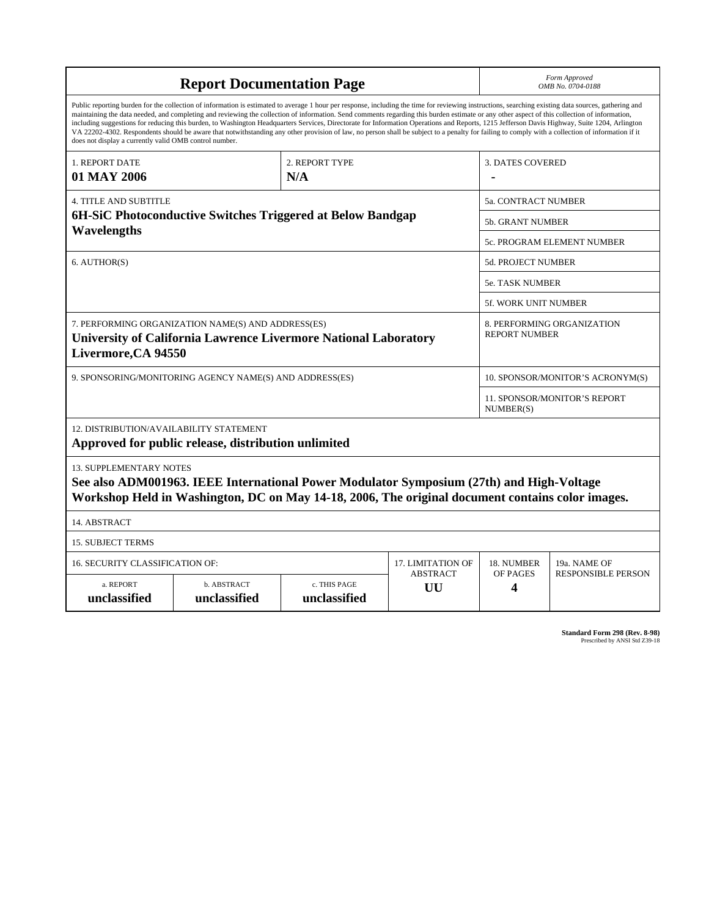# Report Documentation Page

*Form Approved*
*OMB No. 0704-0188*

Public reporting burden for the collection of information is estimated to average 1 hour per response, including the time for reviewing instructions, searching existing data sources, gathering and maintaining the data needed, and completing and reviewing the collection of information. Send comments regarding this burden estimate or any other aspect of this collection of information, including suggestions for reducing this burden, to Washington Headquarters Services, Directorate for Information Operations and Reports, 1215 Jefferson Davis Highway, Suite 1204, Arlington VA 22202-4302. Respondents should be aware that notwithstanding any other provision of law, no person shall be subject to a penalty for failing to comply with a collection of information if it does not display a currently valid OMB control number.

| 1. REPORT DATE | 2. REPORT TYPE | 3. DATES COVERED |
|---|---|---|
| **01 MAY 2006** | **N/A** | **-** |

| 4. TITLE AND SUBTITLE | |
|---|---|
| **6H-SiC Photoconductive Switches Triggered at Below Bandgap Wavelengths** | 5a. CONTRACT NUMBER |
| | 5b. GRANT NUMBER |
| | 5c. PROGRAM ELEMENT NUMBER |
| 6. AUTHOR(S) | 5d. PROJECT NUMBER |
| | 5e. TASK NUMBER |
| | 5f. WORK UNIT NUMBER |
| 7. PERFORMING ORGANIZATION NAME(S) AND ADDRESS(ES) **University of California Lawrence Livermore National Laboratory Livermore,CA 94550** | 8. PERFORMING ORGANIZATION REPORT NUMBER |
| 9. SPONSORING/MONITORING AGENCY NAME(S) AND ADDRESS(ES) | 10. SPONSOR/MONITOR'S ACRONYM(S) |
| | 11. SPONSOR/MONITOR'S REPORT NUMBER(S) |

12. DISTRIBUTION/AVAILABILITY STATEMENT
**Approved for public release, distribution unlimited**

13. SUPPLEMENTARY NOTES
**See also ADM001963. IEEE International Power Modulator Symposium (27th) and High-Voltage Workshop Held in Washington, DC on May 14-18, 2006, The original document contains color images.**

14. ABSTRACT

15. SUBJECT TERMS

| 16. SECURITY CLASSIFICATION OF: | | | 17. LIMITATION OF ABSTRACT | 18. NUMBER OF PAGES | 19a. NAME OF RESPONSIBLE PERSON |
|---|---|---|---|---|---|
| a. REPORT | b. ABSTRACT | c. THIS PAGE | | | |
| **unclassified** | **unclassified** | **unclassified** | **UU** | **4** | |

**Standard Form 298 (Rev. 8-98)**
Prescribed by ANSI Std Z39-18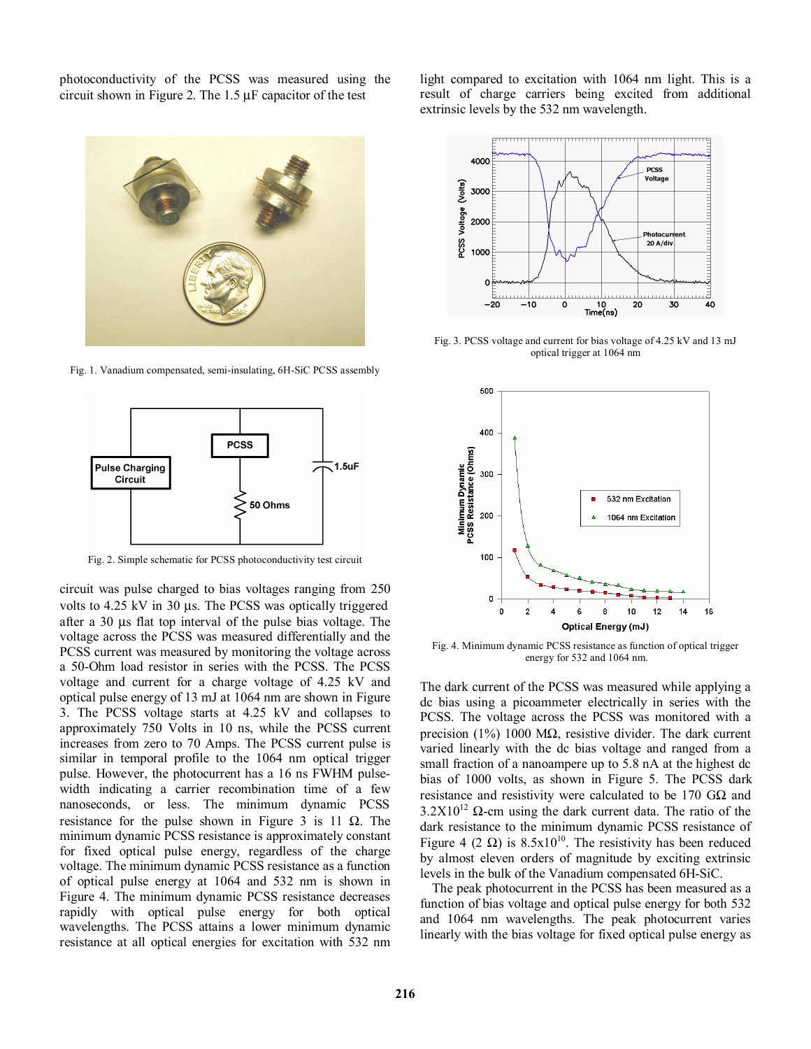photoconductivity of the PCSS was measured using the circuit shown in Figure 2. The 1.5 µF capacitor of the test

Fig. 1. Vanadium compensated, semi-insulating, 6H-SiC PCSS assembly

Fig. 2. Simple schematic for PCSS photoconductivity test circuit

circuit was pulse charged to bias voltages ranging from 250 volts to 4.25 kV in 30 µs. The PCSS was optically triggered after a 30 µs flat top interval of the pulse bias voltage. The voltage across the PCSS was measured differentially and the PCSS current was measured by monitoring the voltage across a 50-Ohm load resistor in series with the PCSS. The PCSS voltage and current for a charge voltage of 4.25 kV and optical pulse energy of 13 mJ at 1064 nm are shown in Figure 3. The PCSS voltage starts at 4.25 kV and collapses to approximately 750 Volts in 10 ns, while the PCSS current increases from zero to 70 Amps. The PCSS current pulse is similar in temporal profile to the 1064 nm optical trigger pulse. However, the photocurrent has a 16 ns FWHM pulse-width indicating a carrier recombination time of a few nanoseconds, or less. The minimum dynamic PCSS resistance for the pulse shown in Figure 3 is 11 Ω. The minimum dynamic PCSS resistance is approximately constant for fixed optical pulse energy, regardless of the charge voltage. The minimum dynamic PCSS resistance as a function of optical pulse energy at 1064 and 532 nm is shown in Figure 4. The minimum dynamic PCSS resistance decreases rapidly with optical pulse energy for both optical wavelengths. The PCSS attains a lower minimum dynamic resistance at all optical energies for excitation with 532 nm light compared to excitation with 1064 nm light. This is a result of charge carriers being excited from additional extrinsic levels by the 532 nm wavelength.

Fig. 3. PCSS voltage and current for bias voltage of 4.25 kV and 13 mJ optical trigger at 1064 nm

Fig. 4. Minimum dynamic PCSS resistance as function of optical trigger energy for 532 and 1064 nm.

The dark current of the PCSS was measured while applying a dc bias using a picoammeter electrically in series with the PCSS. The voltage across the PCSS was monitored with a precision (1%) 1000 MΩ, resistive divider. The dark current varied linearly with the dc bias voltage and ranged from a small fraction of a nanoampere up to 5.8 nA at the highest dc bias of 1000 volts, as shown in Figure 5. The PCSS dark resistance and resistivity were calculated to be 170 GΩ and $3.2\text{X}10^{12}$ Ω-cm using the dark current data. The ratio of the dark resistance to the minimum dynamic PCSS resistance of Figure 4 (2 Ω) is $8.5\text{x}10^{10}$. The resistivity has been reduced by almost eleven orders of magnitude by exciting extrinsic levels in the bulk of the Vanadium compensated 6H-SiC.

The peak photocurrent in the PCSS has been measured as a function of bias voltage and optical pulse energy for both 532 and 1064 nm wavelengths. The peak photocurrent varies linearly with the bias voltage for fixed optical pulse energy as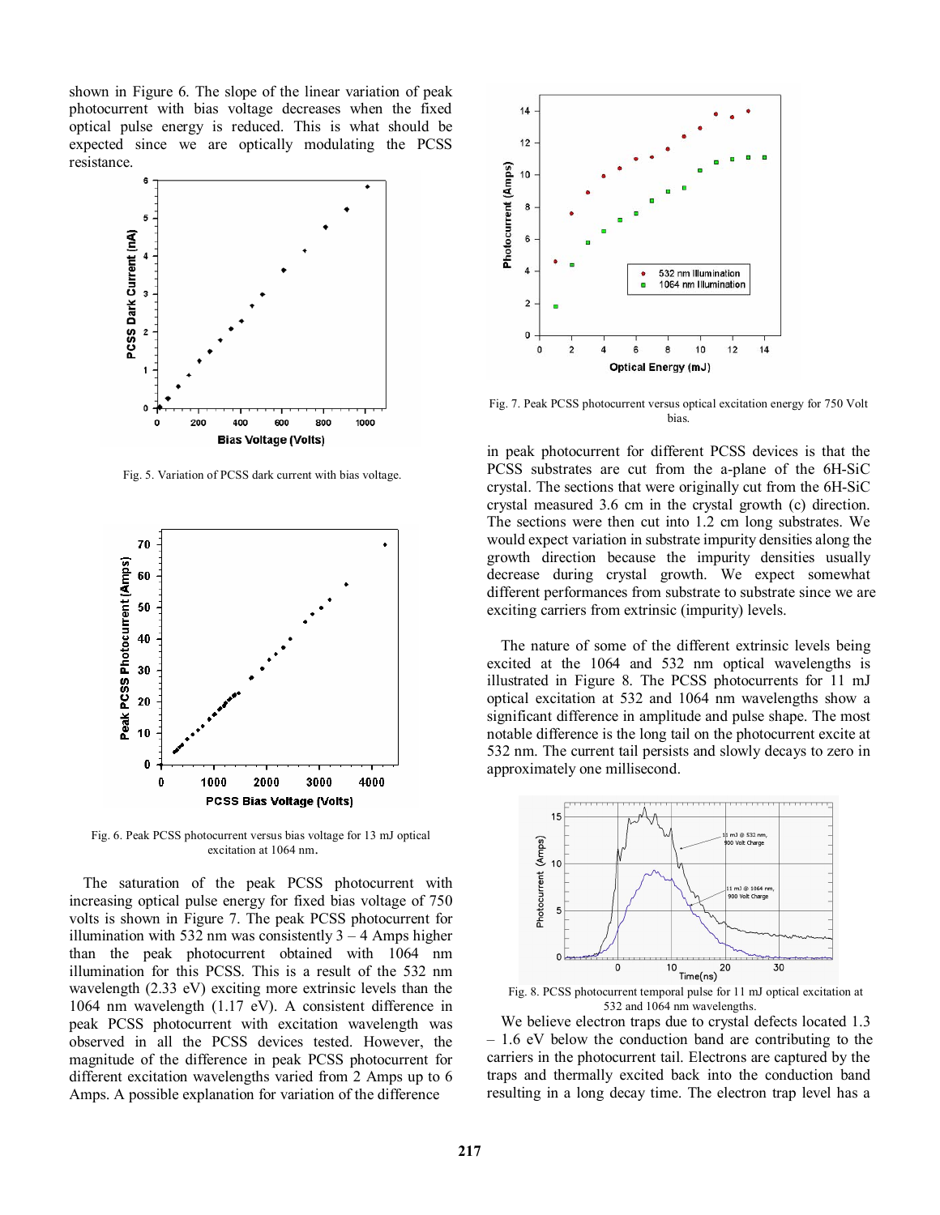shown in Figure 6. The slope of the linear variation of peak photocurrent with bias voltage decreases when the fixed optical pulse energy is reduced. This is what should be expected since we are optically modulating the PCSS resistance.

Fig. 5. Variation of PCSS dark current with bias voltage.

Fig. 6. Peak PCSS photocurrent versus bias voltage for 13 mJ optical excitation at 1064 nm.

The saturation of the peak PCSS photocurrent with increasing optical pulse energy for fixed bias voltage of 750 volts is shown in Figure 7. The peak PCSS photocurrent for illumination with 532 nm was consistently 3 – 4 Amps higher than the peak photocurrent obtained with 1064 nm illumination for this PCSS. This is a result of the 532 nm wavelength (2.33 eV) exciting more extrinsic levels than the 1064 nm wavelength (1.17 eV). A consistent difference in peak PCSS photocurrent with excitation wavelength was observed in all the PCSS devices tested. However, the magnitude of the difference in peak PCSS photocurrent for different excitation wavelengths varied from 2 Amps up to 6 Amps. A possible explanation for variation of the difference in peak photocurrent for different PCSS devices is that the PCSS substrates are cut from the a-plane of the 6H-SiC crystal. The sections that were originally cut from the 6H-SiC crystal measured 3.6 cm in the crystal growth (c) direction. The sections were then cut into 1.2 cm long substrates. We would expect variation in substrate impurity densities along the growth direction because the impurity densities usually decrease during crystal growth. We expect somewhat different performances from substrate to substrate since we are exciting carriers from extrinsic (impurity) levels.

Fig. 7. Peak PCSS photocurrent versus optical excitation energy for 750 Volt bias.

The nature of some of the different extrinsic levels being excited at the 1064 and 532 nm optical wavelengths is illustrated in Figure 8. The PCSS photocurrents for 11 mJ optical excitation at 532 and 1064 nm wavelengths show a significant difference in amplitude and pulse shape. The most notable difference is the long tail on the photocurrent excite at 532 nm. The current tail persists and slowly decays to zero in approximately one millisecond.

Fig. 8. PCSS photocurrent temporal pulse for 11 mJ optical excitation at 532 and 1064 nm wavelengths.

We believe electron traps due to crystal defects located 1.3 – 1.6 eV below the conduction band are contributing to the carriers in the photocurrent tail. Electrons are captured by the traps and thermally excited back into the conduction band resulting in a long decay time. The electron trap level has a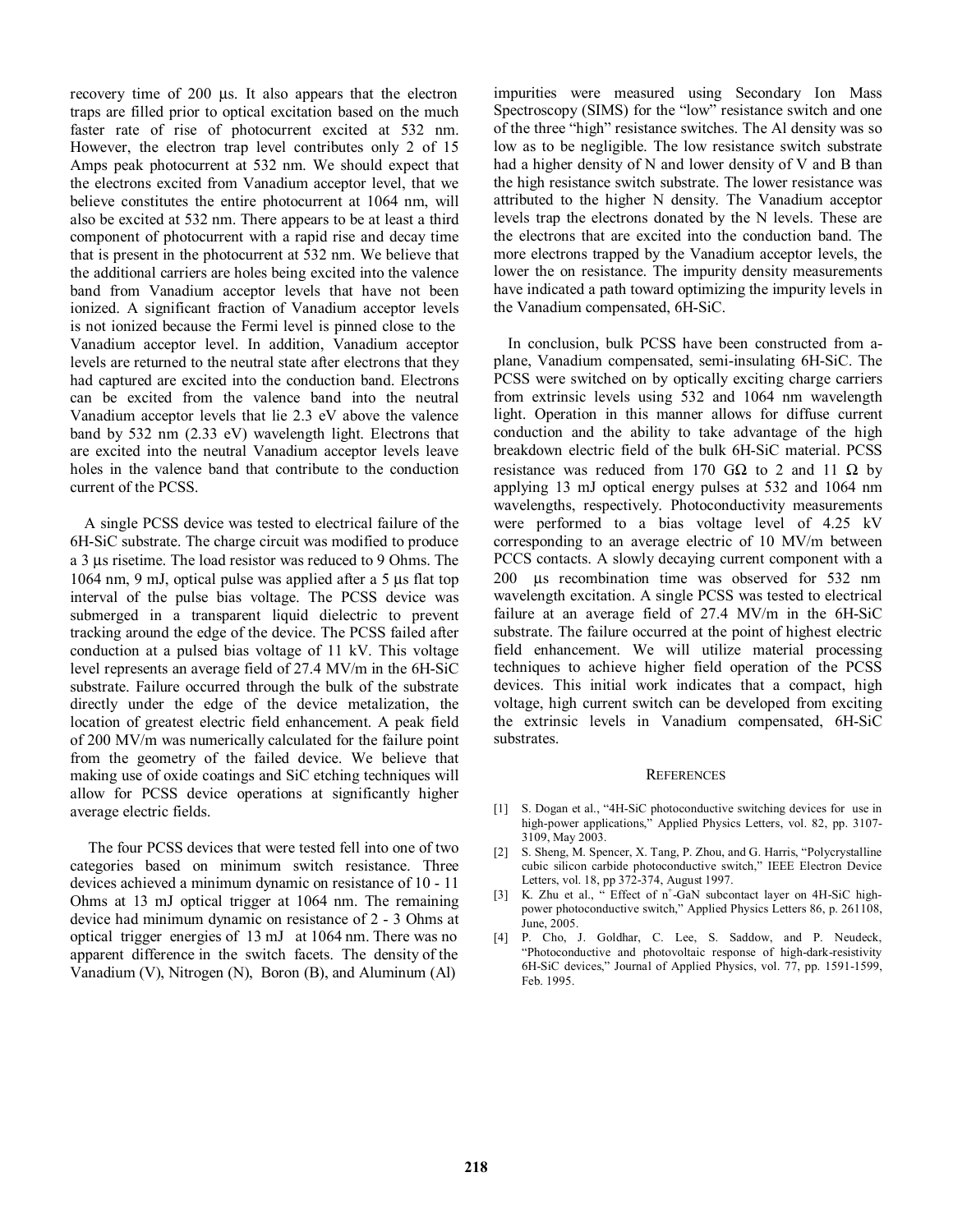recovery time of 200 µs. It also appears that the electron traps are filled prior to optical excitation based on the much faster rate of rise of photocurrent excited at 532 nm. However, the electron trap level contributes only 2 of 15 Amps peak photocurrent at 532 nm. We should expect that the electrons excited from Vanadium acceptor level, that we believe constitutes the entire photocurrent at 1064 nm, will also be excited at 532 nm. There appears to be at least a third component of photocurrent with a rapid rise and decay time that is present in the photocurrent at 532 nm. We believe that the additional carriers are holes being excited into the valence band from Vanadium acceptor levels that have not been ionized. A significant fraction of Vanadium acceptor levels is not ionized because the Fermi level is pinned close to the Vanadium acceptor level. In addition, Vanadium acceptor levels are returned to the neutral state after electrons that they had captured are excited into the conduction band. Electrons can be excited from the valence band into the neutral Vanadium acceptor levels that lie 2.3 eV above the valence band by 532 nm (2.33 eV) wavelength light. Electrons that are excited into the neutral Vanadium acceptor levels leave holes in the valence band that contribute to the conduction current of the PCSS.

A single PCSS device was tested to electrical failure of the 6H-SiC substrate. The charge circuit was modified to produce a 3 µs risetime. The load resistor was reduced to 9 Ohms. The 1064 nm, 9 mJ, optical pulse was applied after a 5 µs flat top interval of the pulse bias voltage. The PCSS device was submerged in a transparent liquid dielectric to prevent tracking around the edge of the device. The PCSS failed after conduction at a pulsed bias voltage of 11 kV. This voltage level represents an average field of 27.4 MV/m in the 6H-SiC substrate. Failure occurred through the bulk of the substrate directly under the edge of the device metalization, the location of greatest electric field enhancement. A peak field of 200 MV/m was numerically calculated for the failure point from the geometry of the failed device. We believe that making use of oxide coatings and SiC etching techniques will allow for PCSS device operations at significantly higher average electric fields.

The four PCSS devices that were tested fell into one of two categories based on minimum switch resistance. Three devices achieved a minimum dynamic on resistance of 10 - 11 Ohms at 13 mJ optical trigger at 1064 nm. The remaining device had minimum dynamic on resistance of 2 - 3 Ohms at optical trigger energies of 13 mJ at 1064 nm. There was no apparent difference in the switch facets. The density of the Vanadium (V), Nitrogen (N), Boron (B), and Aluminum (Al) impurities were measured using Secondary Ion Mass Spectroscopy (SIMS) for the "low" resistance switch and one of the three "high" resistance switches. The Al density was so low as to be negligible. The low resistance switch substrate had a higher density of N and lower density of V and B than the high resistance switch substrate. The lower resistance was attributed to the higher N density. The Vanadium acceptor levels trap the electrons donated by the N levels. These are the electrons that are excited into the conduction band. The more electrons trapped by the Vanadium acceptor levels, the lower the on resistance. The impurity density measurements have indicated a path toward optimizing the impurity levels in the Vanadium compensated, 6H-SiC.

In conclusion, bulk PCSS have been constructed from a-plane, Vanadium compensated, semi-insulating 6H-SiC. The PCSS were switched on by optically exciting charge carriers from extrinsic levels using 532 and 1064 nm wavelength light. Operation in this manner allows for diffuse current conduction and the ability to take advantage of the high breakdown electric field of the bulk 6H-SiC material. PCSS resistance was reduced from 170 GΩ to 2 and 11 Ω by applying 13 mJ optical energy pulses at 532 and 1064 nm wavelengths, respectively. Photoconductivity measurements were performed to a bias voltage level of 4.25 kV corresponding to an average electric of 10 MV/m between PCCS contacts. A slowly decaying current component with a 200 µs recombination time was observed for 532 nm wavelength excitation. A single PCSS was tested to electrical failure at an average field of 27.4 MV/m in the 6H-SiC substrate. The failure occurred at the point of highest electric field enhancement. We will utilize material processing techniques to achieve higher field operation of the PCSS devices. This initial work indicates that a compact, high voltage, high current switch can be developed from exciting the extrinsic levels in Vanadium compensated, 6H-SiC substrates.

## References

[1] S. Dogan et al., "4H-SiC photoconductive switching devices for use in high-power applications," Applied Physics Letters, vol. 82, pp. 3107-3109, May 2003.

[2] S. Sheng, M. Spencer, X. Tang, P. Zhou, and G. Harris, "Polycrystalline cubic silicon carbide photoconductive switch," IEEE Electron Device Letters, vol. 18, pp 372-374, August 1997.

[3] K. Zhu et al., " Effect of $n^+$-GaN subcontact layer on 4H-SiC high-power photoconductive switch," Applied Physics Letters 86, p. 261108, June, 2005.

[4] P. Cho, J. Goldhar, C. Lee, S. Saddow, and P. Neudeck, "Photoconductive and photovoltaic response of high-dark-resistivity 6H-SiC devices," Journal of Applied Physics, vol. 77, pp. 1591-1599, Feb. 1995.